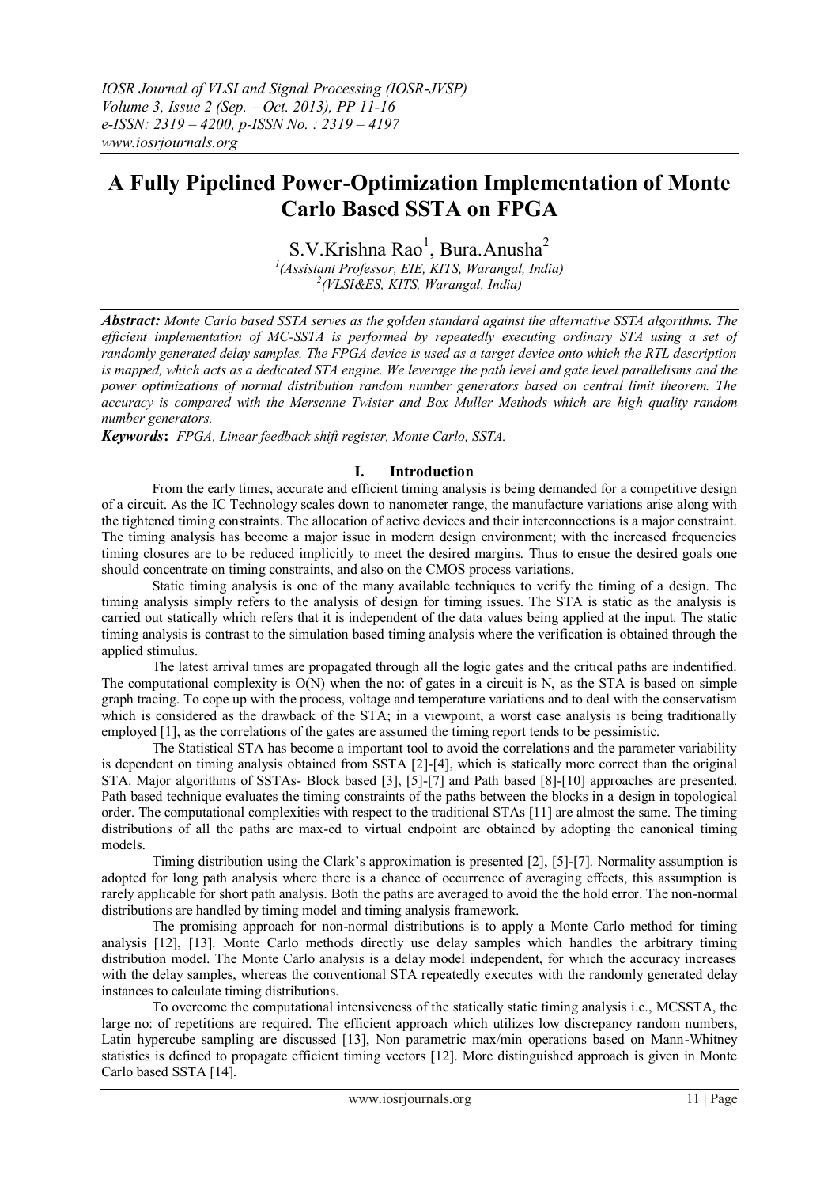# A Fully Pipelined Power-Optimization Implementation of Monte Carlo Based SSTA on FPGA

S.V.Krishna Rao[1], Bura.Anusha[2]

[1](Assistant Professor, EIE, KITS, Warangal, India)
[2](VLSI&ES, KITS, Warangal, India)

***Abstract:*** *Monte Carlo based SSTA serves as the golden standard against the alternative SSTA algorithms. The efficient implementation of MC-SSTA is performed by repeatedly executing ordinary STA using a set of randomly generated delay samples. The FPGA device is used as a target device onto which the RTL description is mapped, which acts as a dedicated STA engine. We leverage the path level and gate level parallelisms and the power optimizations of normal distribution random number generators based on central limit theorem. The accuracy is compared with the Mersenne Twister and Box Muller Methods which are high quality random number generators.*

***Keywords*:** *FPGA, Linear feedback shift register, Monte Carlo, SSTA.*

## I. Introduction

From the early times, accurate and efficient timing analysis is being demanded for a competitive design of a circuit. As the IC Technology scales down to nanometer range, the manufacture variations arise along with the tightened timing constraints. The allocation of active devices and their interconnections is a major constraint. The timing analysis has become a major issue in modern design environment; with the increased frequencies timing closures are to be reduced implicitly to meet the desired margins. Thus to ensue the desired goals one should concentrate on timing constraints, and also on the CMOS process variations.

Static timing analysis is one of the many available techniques to verify the timing of a design. The timing analysis simply refers to the analysis of design for timing issues. The STA is static as the analysis is carried out statically which refers that it is independent of the data values being applied at the input. The static timing analysis is contrast to the simulation based timing analysis where the verification is obtained through the applied stimulus.

The latest arrival times are propagated through all the logic gates and the critical paths are indentified. The computational complexity is O(N) when the no: of gates in a circuit is N, as the STA is based on simple graph tracing. To cope up with the process, voltage and temperature variations and to deal with the conservatism which is considered as the drawback of the STA; in a viewpoint, a worst case analysis is being traditionally employed [1], as the correlations of the gates are assumed the timing report tends to be pessimistic.

The Statistical STA has become a important tool to avoid the correlations and the parameter variability is dependent on timing analysis obtained from SSTA [2]-[4], which is statically more correct than the original STA. Major algorithms of SSTAs- Block based [3], [5]-[7] and Path based [8]-[10] approaches are presented. Path based technique evaluates the timing constraints of the paths between the blocks in a design in topological order. The computational complexities with respect to the traditional STAs [11] are almost the same. The timing distributions of all the paths are max-ed to virtual endpoint are obtained by adopting the canonical timing models.

Timing distribution using the Clark's approximation is presented [2], [5]-[7]. Normality assumption is adopted for long path analysis where there is a chance of occurrence of averaging effects, this assumption is rarely applicable for short path analysis. Both the paths are averaged to avoid the the hold error. The non-normal distributions are handled by timing model and timing analysis framework.

The promising approach for non-normal distributions is to apply a Monte Carlo method for timing analysis [12], [13]. Monte Carlo methods directly use delay samples which handles the arbitrary timing distribution model. The Monte Carlo analysis is a delay model independent, for which the accuracy increases with the delay samples, whereas the conventional STA repeatedly executes with the randomly generated delay instances to calculate timing distributions.

To overcome the computational intensiveness of the statically static timing analysis i.e., MCSSTA, the large no: of repetitions are required. The efficient approach which utilizes low discrepancy random numbers, Latin hypercube sampling are discussed [13], Non parametric max/min operations based on Mann-Whitney statistics is defined to propagate efficient timing vectors [12]. More distinguished approach is given in Monte Carlo based SSTA [14].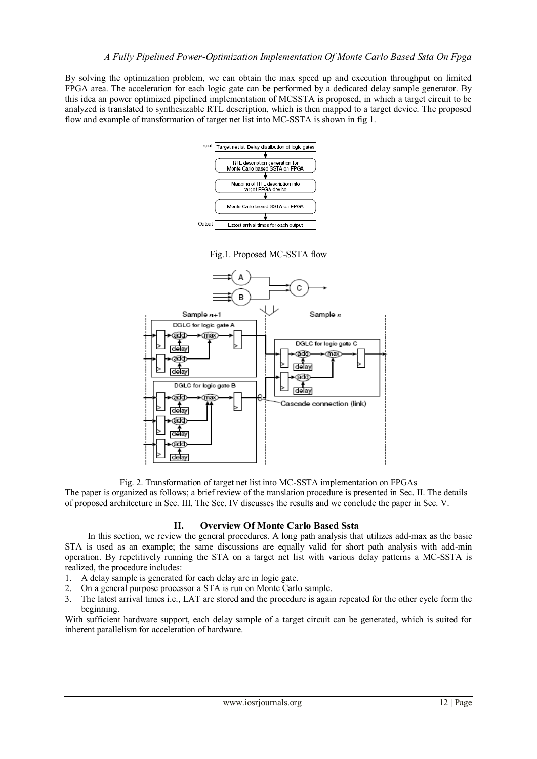By solving the optimization problem, we can obtain the max speed up and execution throughput on limited FPGA area. The acceleration for each logic gate can be performed by a dedicated delay sample generator. By this idea an power optimized pipelined implementation of MCSSTA is proposed, in which a target circuit to be analyzed is translated to synthesizable RTL description, which is then mapped to a target device. The proposed flow and example of transformation of target net list into MC-SSTA is shown in fig 1.

Fig.1. Proposed MC-SSTA flow

Fig. 2. Transformation of target net list into MC-SSTA implementation on FPGAs

The paper is organized as follows; a brief review of the translation procedure is presented in Sec. II. The details of proposed architecture in Sec. III. The Sec. IV discusses the results and we conclude the paper in Sec. V.

## II. Overview Of Monte Carlo Based Ssta

In this section, we review the general procedures. A long path analysis that utilizes add-max as the basic STA is used as an example; the same discussions are equally valid for short path analysis with add-min operation. By repetitively running the STA on a target net list with various delay patterns a MC-SSTA is realized, the procedure includes:

1. A delay sample is generated for each delay arc in logic gate.
2. On a general purpose processor a STA is run on Monte Carlo sample.
3. The latest arrival times i.e., LAT are stored and the procedure is again repeated for the other cycle form the beginning.

With sufficient hardware support, each delay sample of a target circuit can be generated, which is suited for inherent parallelism for acceleration of hardware.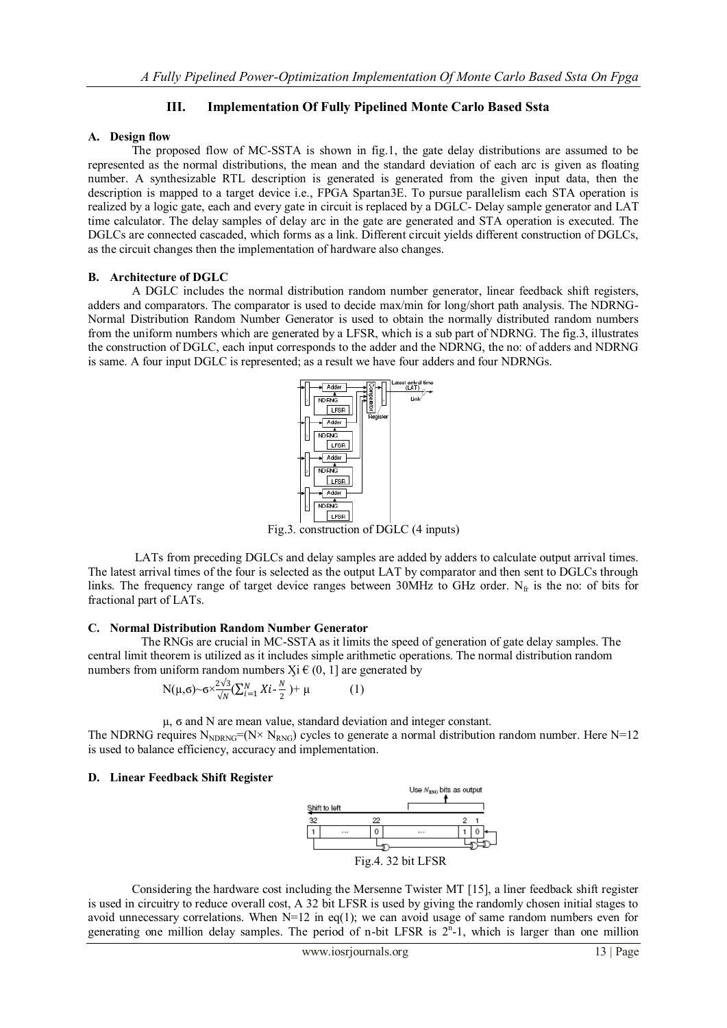## III. Implementation Of Fully Pipelined Monte Carlo Based Ssta

### A. Design flow

The proposed flow of MC-SSTA is shown in fig.1, the gate delay distributions are assumed to be represented as the normal distributions, the mean and the standard deviation of each arc is given as floating number. A synthesizable RTL description is generated is generated from the given input data, then the description is mapped to a target device i.e., FPGA Spartan3E. To pursue parallelism each STA operation is realized by a logic gate, each and every gate in circuit is replaced by a DGLC- Delay sample generator and LAT time calculator. The delay samples of delay arc in the gate are generated and STA operation is executed. The DGLCs are connected cascaded, which forms as a link. Different circuit yields different construction of DGLCs, as the circuit changes then the implementation of hardware also changes.

### B. Architecture of DGLC

A DGLC includes the normal distribution random number generator, linear feedback shift registers, adders and comparators. The comparator is used to decide max/min for long/short path analysis. The NDRNG- Normal Distribution Random Number Generator is used to obtain the normally distributed random numbers from the uniform numbers which are generated by a LFSR, which is a sub part of NDRNG. The fig.3, illustrates the construction of DGLC, each input corresponds to the adder and the NDRNG, the no: of adders and NDRNG is same. A four input DGLC is represented; as a result we have four adders and four NDRNGs.

Fig.3. construction of DGLC (4 inputs)

LATs from preceding DGLCs and delay samples are added by adders to calculate output arrival times. The latest arrival times of the four is selected as the output LAT by comparator and then sent to DGLCs through links. The frequency range of target device ranges between 30MHz to GHz order. $N_{fr}$ is the no: of bits for fractional part of LATs.

### C. Normal Distribution Random Number Generator

The RNGs are crucial in MC-SSTA as it limits the speed of generation of gate delay samples. The central limit theorem is utilized as it includes simple arithmetic operations. The normal distribution random numbers from uniform random numbers $X_i \in (0, 1]$ are generated by

$$N(\mu,\sigma) \sim \sigma \times \frac{2\sqrt{3}}{\sqrt{N}} \left(\sum_{i=1}^{N} Xi - \frac{N}{2}\right) + \mu \qquad (1)$$

$\mu$, $\sigma$ and N are mean value, standard deviation and integer constant.

The NDRNG requires $N_{NDRNG}=(N\times N_{RNG})$ cycles to generate a normal distribution random number. Here N=12 is used to balance efficiency, accuracy and implementation.

### D. Linear Feedback Shift Register

Fig.4. 32 bit LFSR

Considering the hardware cost including the Mersenne Twister MT [15], a liner feedback shift register is used in circuitry to reduce overall cost, A 32 bit LFSR is used by giving the randomly chosen initial stages to avoid unnecessary correlations. When N=12 in eq(1); we can avoid usage of same random numbers even for generating one million delay samples. The period of n-bit LFSR is $2^n$-1, which is larger than one million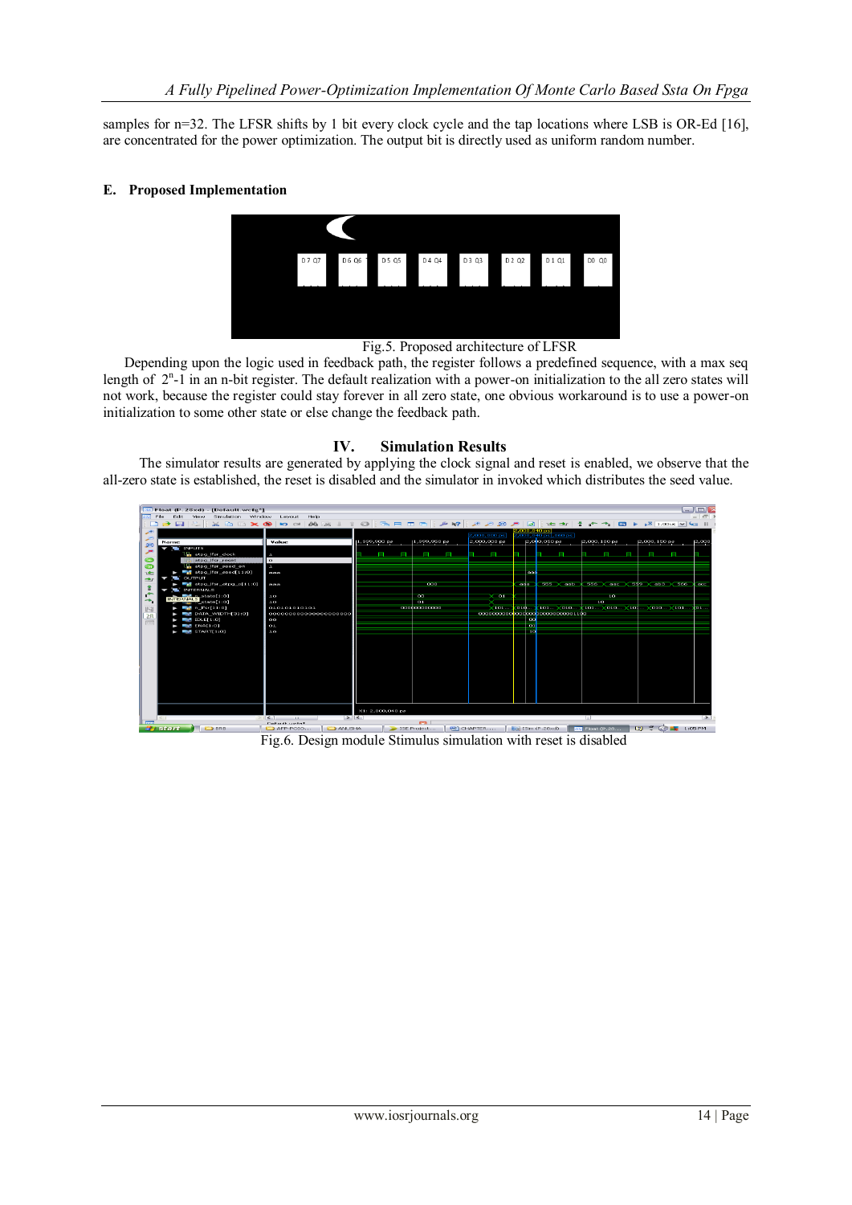samples for n=32. The LFSR shifts by 1 bit every clock cycle and the tap locations where LSB is OR-Ed [16], are concentrated for the power optimization. The output bit is directly used as uniform random number.

### E. Proposed Implementation

Fig.5. Proposed architecture of LFSR

Depending upon the logic used in feedback path, the register follows a predefined sequence, with a max seq length of $2^n$-1 in an n-bit register. The default realization with a power-on initialization to the all zero states will not work, because the register could stay forever in all zero state, one obvious workaround is to use a power-on initialization to some other state or else change the feedback path.

## IV. Simulation Results

The simulator results are generated by applying the clock signal and reset is enabled, we observe that the all-zero state is established, the reset is disabled and the simulator in invoked which distributes the seed value.

Fig.6. Design module Stimulus simulation with reset is disabled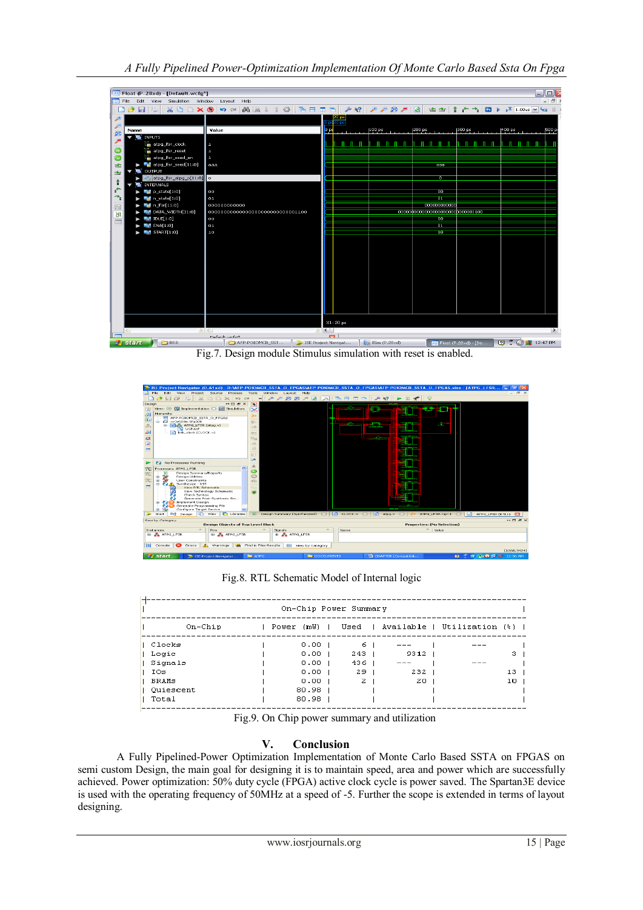Fig.7. Design module Stimulus simulation with reset is enabled.

Fig.8. RTL Schematic Model of Internal logic

| On-Chip | Power (mW) | Used | Available | Utilization (%) |
|---|---|---|---|---|
| Clocks | 0.00 | 6 | --- | --- |
| Logic | 0.00 | 243 | 9312 | 3 |
| Signals | 0.00 | 436 | --- | --- |
| IOs | 0.00 | 29 | 232 | 13 |
| BRAMs | 0.00 | 2 | 20 | 10 |
| Quiescent | 80.98 | | | |
| Total | 80.98 | | | |

Fig.9. On Chip power summary and utilization

## V. Conclusion

A Fully Pipelined-Power Optimization Implementation of Monte Carlo Based SSTA on FPGAS on semi custom Design, the main goal for designing it is to maintain speed, area and power which are successfully achieved. Power optimization: 50% duty cycle (FPGA) active clock cycle is power saved. The Spartan3E device is used with the operating frequency of 50MHz at a speed of -5. Further the scope is extended in terms of layout designing.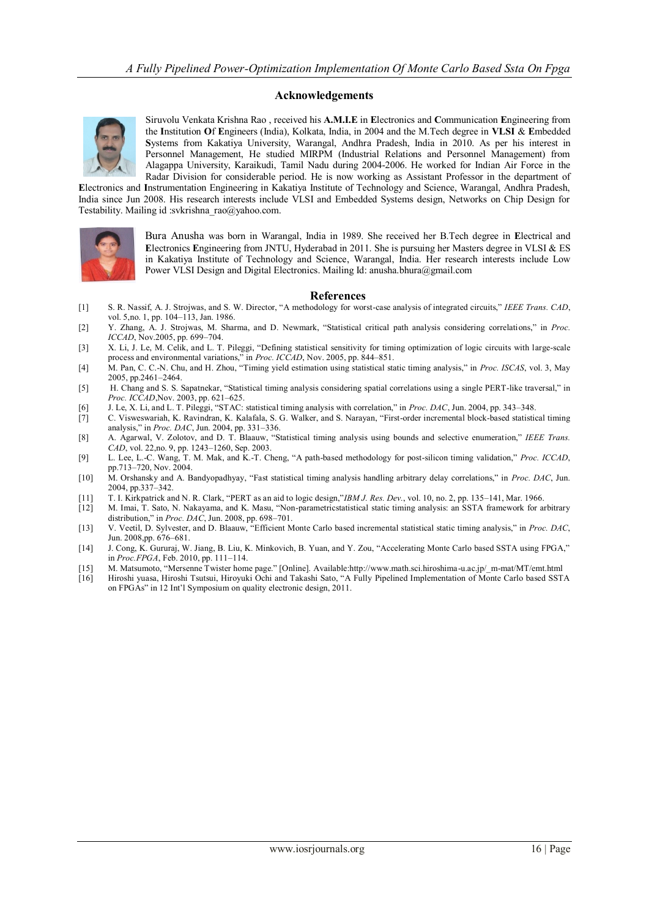## Acknowledgements

Siruvolu Venkata Krishna Rao , received his **A.M.I.E** in **E**lectronics and **C**ommunication **E**ngineering from the **I**nstitution **O**f **E**ngineers (India), Kolkata, India, in 2004 and the M.Tech degree in **VLSI** & **E**mbedded **S**ystems from Kakatiya University, Warangal, Andhra Pradesh, India in 2010. As per his interest in Personnel Management, He studied MIRPM (Industrial Relations and Personnel Management) from Alagappa University, Karaikudi, Tamil Nadu during 2004-2006. He worked for Indian Air Force in the Radar Division for considerable period. He is now working as Assistant Professor in the department of **E**lectronics and **I**nstrumentation Engineering in Kakatiya Institute of Technology and Science, Warangal, Andhra Pradesh, India since Jun 2008. His research interests include VLSI and Embedded Systems design, Networks on Chip Design for Testability. Mailing id :svkrishna_rao@yahoo.com.

Bura Anusha was born in Warangal, India in 1989. She received her B.Tech degree in **E**lectrical and **E**lectronics **E**ngineering from JNTU, Hyderabad in 2011. She is pursuing her Masters degree in VLSI & ES in Kakatiya Institute of Technology and Science, Warangal, India. Her research interests include Low Power VLSI Design and Digital Electronics. Mailing Id: anusha.bhura@gmail.com

## References

[1] S. R. Nassif, A. J. Strojwas, and S. W. Director, "A methodology for worst-case analysis of integrated circuits," *IEEE Trans. CAD*, vol. 5,no. 1, pp. 104–113, Jan. 1986.

[2] Y. Zhang, A. J. Strojwas, M. Sharma, and D. Newmark, "Statistical critical path analysis considering correlations," in *Proc. ICCAD*, Nov.2005, pp. 699–704.

[3] X. Li, J. Le, M. Celik, and L. T. Pileggi, "Defining statistical sensitivity for timing optimization of logic circuits with large-scale process and environmental variations," in *Proc. ICCAD*, Nov. 2005, pp. 844–851.

[4] M. Pan, C. C.-N. Chu, and H. Zhou, "Timing yield estimation using statistical static timing analysis," in *Proc. ISCAS*, vol. 3, May 2005, pp.2461–2464.

[5] H. Chang and S. S. Sapatnekar, "Statistical timing analysis considering spatial correlations using a single PERT-like traversal," in *Proc. ICCAD*,Nov. 2003, pp. 621–625.

[6] J. Le, X. Li, and L. T. Pileggi, "STAC: statistical timing analysis with correlation," in *Proc. DAC*, Jun. 2004, pp. 343–348.

[7] C. Visweswariah, K. Ravindran, K. Kalafala, S. G. Walker, and S. Narayan, "First-order incremental block-based statistical timing analysis," in *Proc. DAC*, Jun. 2004, pp. 331–336.

[8] A. Agarwal, V. Zolotov, and D. T. Blaauw, "Statistical timing analysis using bounds and selective enumeration," *IEEE Trans. CAD*, vol. 22,no. 9, pp. 1243–1260, Sep. 2003.

[9] L. Lee, L.-C. Wang, T. M. Mak, and K.-T. Cheng, "A path-based methodology for post-silicon timing validation," *Proc. ICCAD*, pp.713–720, Nov. 2004.

[10] M. Orshansky and A. Bandyopadhyay, "Fast statistical timing analysis handling arbitrary delay correlations," in *Proc. DAC*, Jun. 2004, pp.337–342.

[11] T. I. Kirkpatrick and N. R. Clark, "PERT as an aid to logic design,"*IBM J. Res. Dev.*, vol. 10, no. 2, pp. 135–141, Mar. 1966.

[12] M. Imai, T. Sato, N. Nakayama, and K. Masu, "Non-parametricstatistical static timing analysis: an SSTA framework for arbitrary distribution," in *Proc. DAC*, Jun. 2008, pp. 698–701.

[13] V. Veetil, D. Sylvester, and D. Blaauw, "Efficient Monte Carlo based incremental statistical static timing analysis," in *Proc. DAC*, Jun. 2008,pp. 676–681.

[14] J. Cong, K. Gururaj, W. Jiang, B. Liu, K. Minkovich, B. Yuan, and Y. Zou, "Accelerating Monte Carlo based SSTA using FPGA," in *Proc.FPGA*, Feb. 2010, pp. 111–114.

[15] M. Matsumoto, "Mersenne Twister home page." [Online]. Available:http://www.math.sci.hiroshima-u.ac.jp/_m-mat/MT/emt.html

[16] Hiroshi yuasa, Hiroshi Tsutsui, Hiroyuki Ochi and Takashi Sato, "A Fully Pipelined Implementation of Monte Carlo based SSTA on FPGAs" in 12 Int'l Symposium on quality electronic design, 2011.